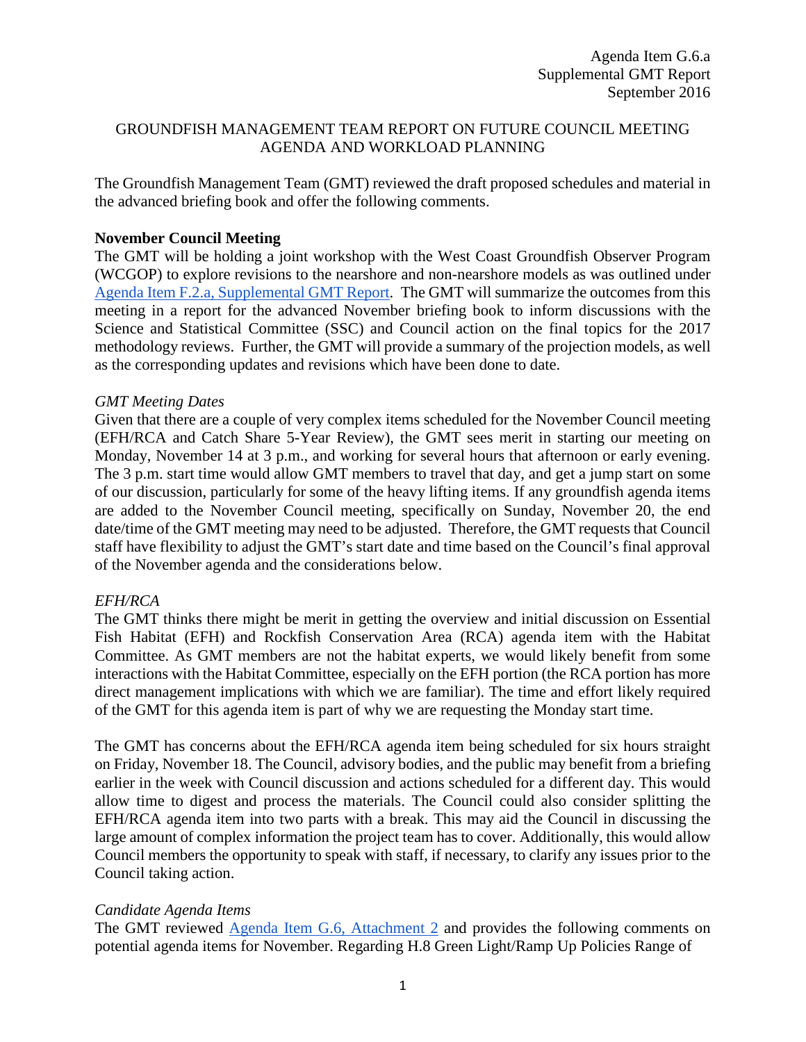Agenda Item G.6.a
Supplemental GMT Report
September 2016

# GROUNDFISH MANAGEMENT TEAM REPORT ON FUTURE COUNCIL MEETING AGENDA AND WORKLOAD PLANNING

The Groundfish Management Team (GMT) reviewed the draft proposed schedules and material in the advanced briefing book and offer the following comments.

**November Council Meeting**

The GMT will be holding a joint workshop with the West Coast Groundfish Observer Program (WCGOP) to explore revisions to the nearshore and non-nearshore models as was outlined under Agenda Item F.2.a, Supplemental GMT Report. The GMT will summarize the outcomes from this meeting in a report for the advanced November briefing book to inform discussions with the Science and Statistical Committee (SSC) and Council action on the final topics for the 2017 methodology reviews. Further, the GMT will provide a summary of the projection models, as well as the corresponding updates and revisions which have been done to date.

*GMT Meeting Dates*

Given that there are a couple of very complex items scheduled for the November Council meeting (EFH/RCA and Catch Share 5-Year Review), the GMT sees merit in starting our meeting on Monday, November 14 at 3 p.m., and working for several hours that afternoon or early evening. The 3 p.m. start time would allow GMT members to travel that day, and get a jump start on some of our discussion, particularly for some of the heavy lifting items. If any groundfish agenda items are added to the November Council meeting, specifically on Sunday, November 20, the end date/time of the GMT meeting may need to be adjusted. Therefore, the GMT requests that Council staff have flexibility to adjust the GMT's start date and time based on the Council's final approval of the November agenda and the considerations below.

*EFH/RCA*

The GMT thinks there might be merit in getting the overview and initial discussion on Essential Fish Habitat (EFH) and Rockfish Conservation Area (RCA) agenda item with the Habitat Committee. As GMT members are not the habitat experts, we would likely benefit from some interactions with the Habitat Committee, especially on the EFH portion (the RCA portion has more direct management implications with which we are familiar). The time and effort likely required of the GMT for this agenda item is part of why we are requesting the Monday start time.

The GMT has concerns about the EFH/RCA agenda item being scheduled for six hours straight on Friday, November 18. The Council, advisory bodies, and the public may benefit from a briefing earlier in the week with Council discussion and actions scheduled for a different day. This would allow time to digest and process the materials. The Council could also consider splitting the EFH/RCA agenda item into two parts with a break. This may aid the Council in discussing the large amount of complex information the project team has to cover. Additionally, this would allow Council members the opportunity to speak with staff, if necessary, to clarify any issues prior to the Council taking action.

*Candidate Agenda Items*

The GMT reviewed Agenda Item G.6, Attachment 2 and provides the following comments on potential agenda items for November. Regarding H.8 Green Light/Ramp Up Policies Range of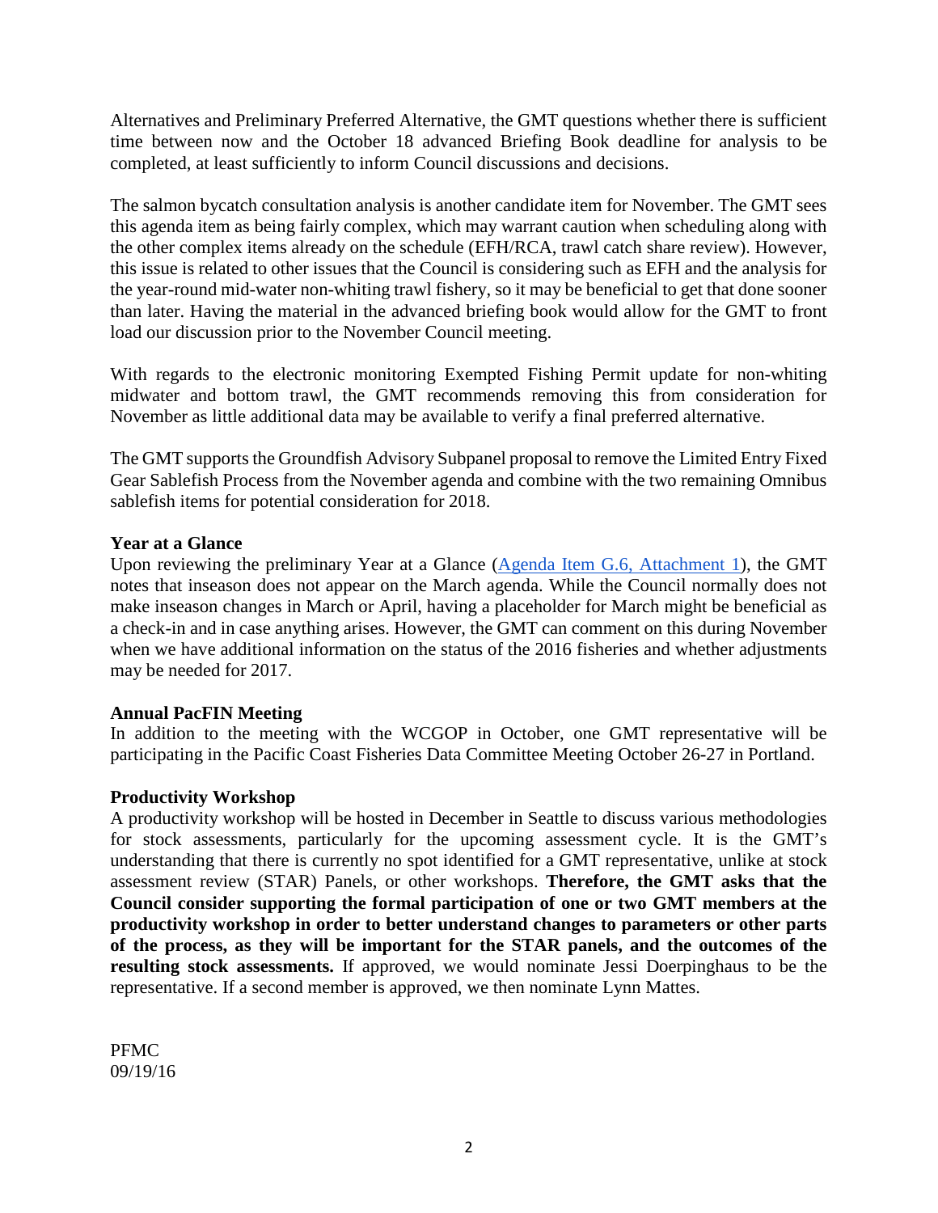Alternatives and Preliminary Preferred Alternative, the GMT questions whether there is sufficient time between now and the October 18 advanced Briefing Book deadline for analysis to be completed, at least sufficiently to inform Council discussions and decisions.

The salmon bycatch consultation analysis is another candidate item for November. The GMT sees this agenda item as being fairly complex, which may warrant caution when scheduling along with the other complex items already on the schedule (EFH/RCA, trawl catch share review). However, this issue is related to other issues that the Council is considering such as EFH and the analysis for the year-round mid-water non-whiting trawl fishery, so it may be beneficial to get that done sooner than later. Having the material in the advanced briefing book would allow for the GMT to front load our discussion prior to the November Council meeting.

With regards to the electronic monitoring Exempted Fishing Permit update for non-whiting midwater and bottom trawl, the GMT recommends removing this from consideration for November as little additional data may be available to verify a final preferred alternative.

The GMT supports the Groundfish Advisory Subpanel proposal to remove the Limited Entry Fixed Gear Sablefish Process from the November agenda and combine with the two remaining Omnibus sablefish items for potential consideration for 2018.

**Year at a Glance**

Upon reviewing the preliminary Year at a Glance (Agenda Item G.6, Attachment 1), the GMT notes that inseason does not appear on the March agenda. While the Council normally does not make inseason changes in March or April, having a placeholder for March might be beneficial as a check-in and in case anything arises. However, the GMT can comment on this during November when we have additional information on the status of the 2016 fisheries and whether adjustments may be needed for 2017.

**Annual PacFIN Meeting**

In addition to the meeting with the WCGOP in October, one GMT representative will be participating in the Pacific Coast Fisheries Data Committee Meeting October 26-27 in Portland.

**Productivity Workshop**

A productivity workshop will be hosted in December in Seattle to discuss various methodologies for stock assessments, particularly for the upcoming assessment cycle. It is the GMT's understanding that there is currently no spot identified for a GMT representative, unlike at stock assessment review (STAR) Panels, or other workshops. **Therefore, the GMT asks that the Council consider supporting the formal participation of one or two GMT members at the productivity workshop in order to better understand changes to parameters or other parts of the process, as they will be important for the STAR panels, and the outcomes of the resulting stock assessments.** If approved, we would nominate Jessi Doerpinghaus to be the representative. If a second member is approved, we then nominate Lynn Mattes.

PFMC
09/19/16